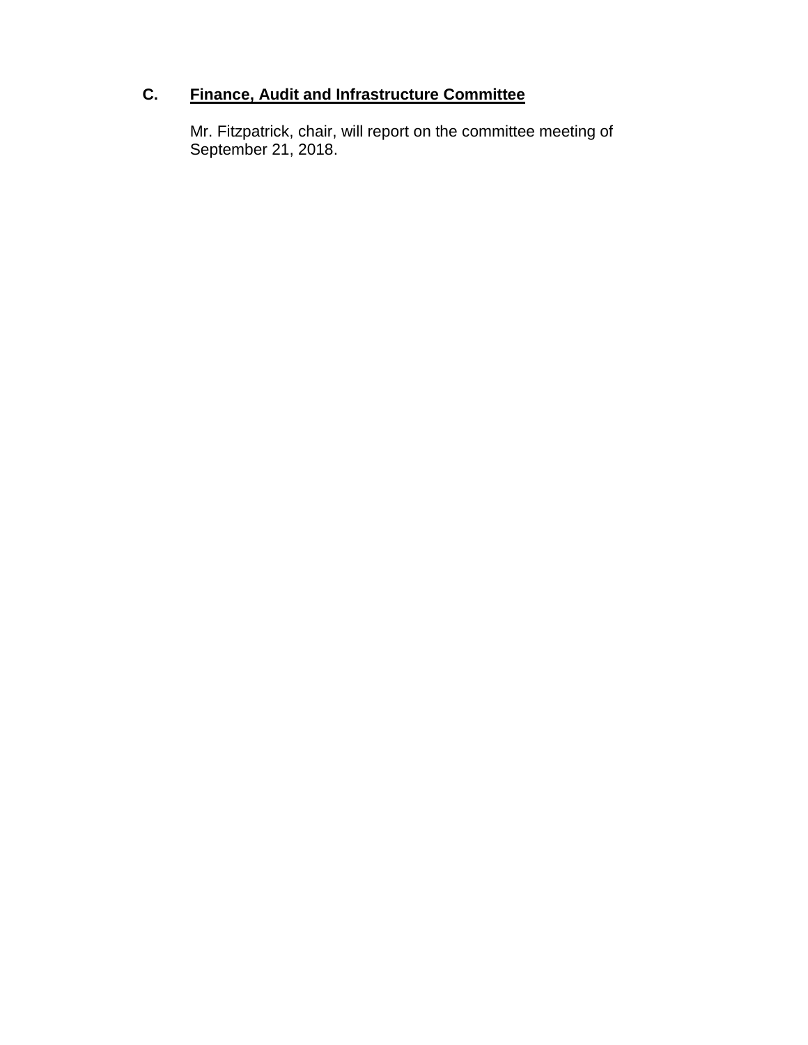## C. Finance, Audit and Infrastructure Committee

Mr. Fitzpatrick, chair, will report on the committee meeting of September 21, 2018.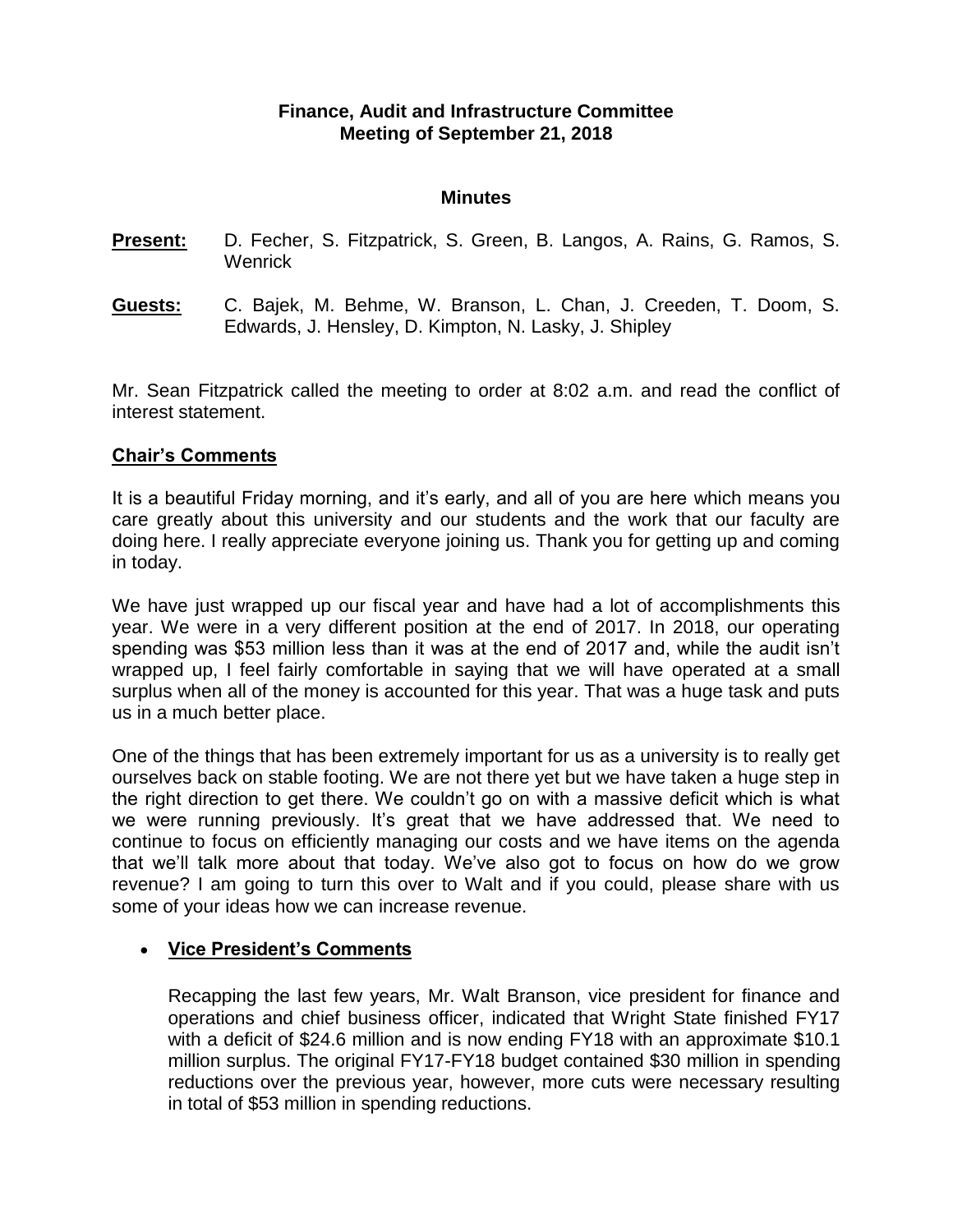# Finance, Audit and Infrastructure Committee
# Meeting of September 21, 2018

## Minutes

**Present:** D. Fecher, S. Fitzpatrick, S. Green, B. Langos, A. Rains, G. Ramos, S. Wenrick

**Guests:** C. Bajek, M. Behme, W. Branson, L. Chan, J. Creeden, T. Doom, S. Edwards, J. Hensley, D. Kimpton, N. Lasky, J. Shipley

Mr. Sean Fitzpatrick called the meeting to order at 8:02 a.m. and read the conflict of interest statement.

## Chair's Comments

It is a beautiful Friday morning, and it's early, and all of you are here which means you care greatly about this university and our students and the work that our faculty are doing here. I really appreciate everyone joining us. Thank you for getting up and coming in today.

We have just wrapped up our fiscal year and have had a lot of accomplishments this year. We were in a very different position at the end of 2017. In 2018, our operating spending was $53 million less than it was at the end of 2017 and, while the audit isn't wrapped up, I feel fairly comfortable in saying that we will have operated at a small surplus when all of the money is accounted for this year. That was a huge task and puts us in a much better place.

One of the things that has been extremely important for us as a university is to really get ourselves back on stable footing. We are not there yet but we have taken a huge step in the right direction to get there. We couldn't go on with a massive deficit which is what we were running previously. It's great that we have addressed that. We need to continue to focus on efficiently managing our costs and we have items on the agenda that we'll talk more about that today. We've also got to focus on how do we grow revenue? I am going to turn this over to Walt and if you could, please share with us some of your ideas how we can increase revenue.

- **Vice President's Comments**

  Recapping the last few years, Mr. Walt Branson, vice president for finance and operations and chief business officer, indicated that Wright State finished FY17 with a deficit of $24.6 million and is now ending FY18 with an approximate $10.1 million surplus. The original FY17-FY18 budget contained $30 million in spending reductions over the previous year, however, more cuts were necessary resulting in total of $53 million in spending reductions.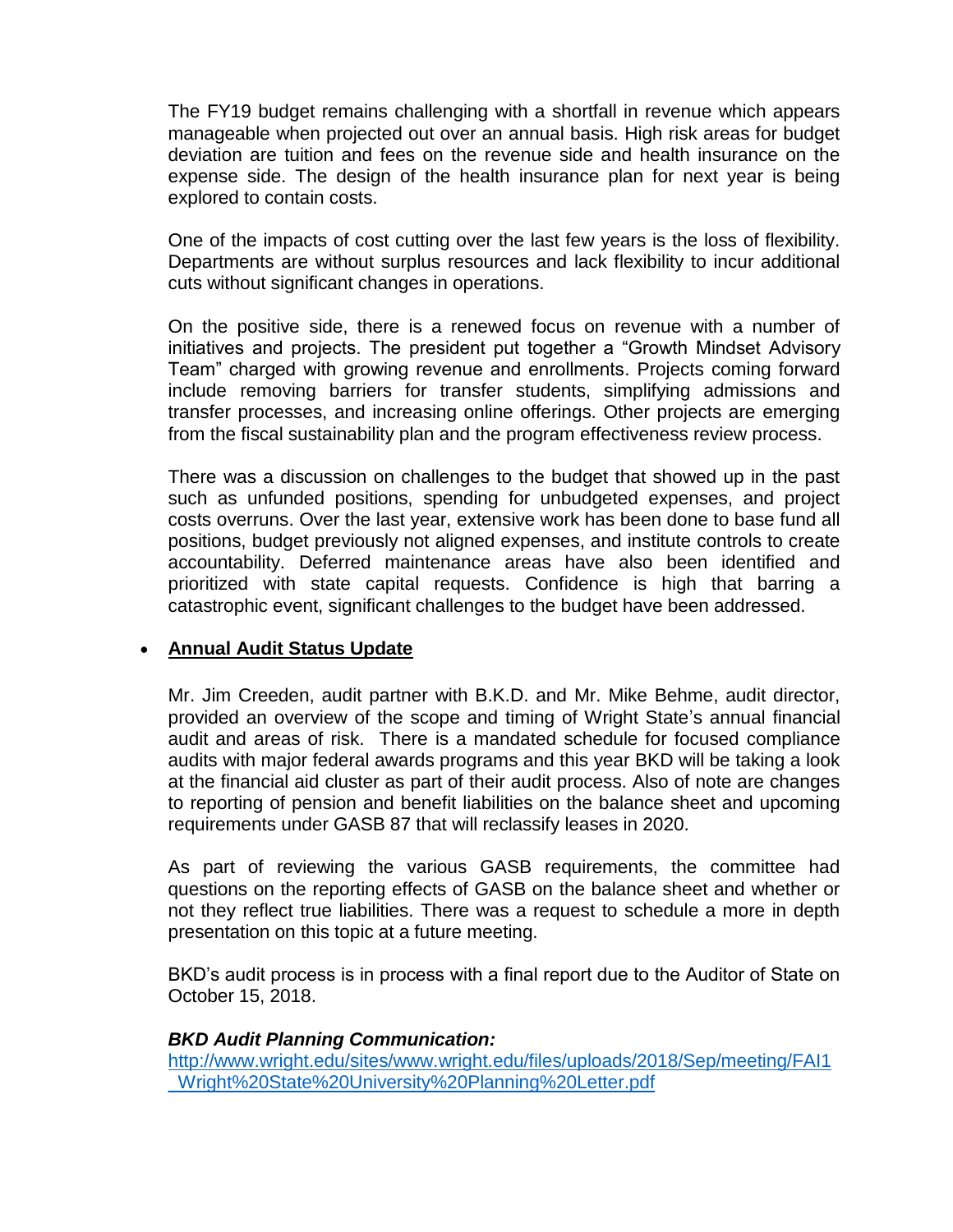The FY19 budget remains challenging with a shortfall in revenue which appears manageable when projected out over an annual basis. High risk areas for budget deviation are tuition and fees on the revenue side and health insurance on the expense side. The design of the health insurance plan for next year is being explored to contain costs.

One of the impacts of cost cutting over the last few years is the loss of flexibility. Departments are without surplus resources and lack flexibility to incur additional cuts without significant changes in operations.

On the positive side, there is a renewed focus on revenue with a number of initiatives and projects. The president put together a "Growth Mindset Advisory Team" charged with growing revenue and enrollments. Projects coming forward include removing barriers for transfer students, simplifying admissions and transfer processes, and increasing online offerings. Other projects are emerging from the fiscal sustainability plan and the program effectiveness review process.

There was a discussion on challenges to the budget that showed up in the past such as unfunded positions, spending for unbudgeted expenses, and project costs overruns. Over the last year, extensive work has been done to base fund all positions, budget previously not aligned expenses, and institute controls to create accountability. Deferred maintenance areas have also been identified and prioritized with state capital requests. Confidence is high that barring a catastrophic event, significant challenges to the budget have been addressed.

- **<u>Annual Audit Status Update</u>**

  Mr. Jim Creeden, audit partner with B.K.D. and Mr. Mike Behme, audit director, provided an overview of the scope and timing of Wright State's annual financial audit and areas of risk. There is a mandated schedule for focused compliance audits with major federal awards programs and this year BKD will be taking a look at the financial aid cluster as part of their audit process. Also of note are changes to reporting of pension and benefit liabilities on the balance sheet and upcoming requirements under GASB 87 that will reclassify leases in 2020.

  As part of reviewing the various GASB requirements, the committee had questions on the reporting effects of GASB on the balance sheet and whether or not they reflect true liabilities. There was a request to schedule a more in depth presentation on this topic at a future meeting.

  BKD's audit process is in process with a final report due to the Auditor of State on October 15, 2018.

  ***BKD Audit Planning Communication:***
  [http://www.wright.edu/sites/www.wright.edu/files/uploads/2018/Sep/meeting/FAI1_Wright%20State%20University%20Planning%20Letter.pdf](http://www.wright.edu/sites/www.wright.edu/files/uploads/2018/Sep/meeting/FAI1_Wright%20State%20University%20Planning%20Letter.pdf)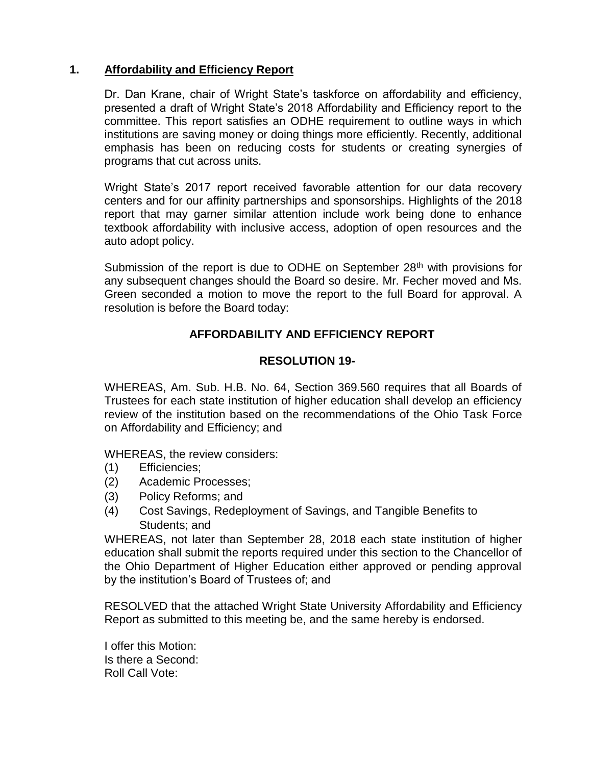## 1. Affordability and Efficiency Report

Dr. Dan Krane, chair of Wright State's taskforce on affordability and efficiency, presented a draft of Wright State's 2018 Affordability and Efficiency report to the committee. This report satisfies an ODHE requirement to outline ways in which institutions are saving money or doing things more efficiently. Recently, additional emphasis has been on reducing costs for students or creating synergies of programs that cut across units.

Wright State's 2017 report received favorable attention for our data recovery centers and for our affinity partnerships and sponsorships. Highlights of the 2018 report that may garner similar attention include work being done to enhance textbook affordability with inclusive access, adoption of open resources and the auto adopt policy.

Submission of the report is due to ODHE on September 28th with provisions for any subsequent changes should the Board so desire. Mr. Fecher moved and Ms. Green seconded a motion to move the report to the full Board for approval. A resolution is before the Board today:

### AFFORDABILITY AND EFFICIENCY REPORT

### RESOLUTION 19-

WHEREAS, Am. Sub. H.B. No. 64, Section 369.560 requires that all Boards of Trustees for each state institution of higher education shall develop an efficiency review of the institution based on the recommendations of the Ohio Task Force on Affordability and Efficiency; and

WHEREAS, the review considers:

(1) Efficiencies;
(2) Academic Processes;
(3) Policy Reforms; and
(4) Cost Savings, Redeployment of Savings, and Tangible Benefits to Students; and

WHEREAS, not later than September 28, 2018 each state institution of higher education shall submit the reports required under this section to the Chancellor of the Ohio Department of Higher Education either approved or pending approval by the institution's Board of Trustees of; and

RESOLVED that the attached Wright State University Affordability and Efficiency Report as submitted to this meeting be, and the same hereby is endorsed.

I offer this Motion:
Is there a Second:
Roll Call Vote: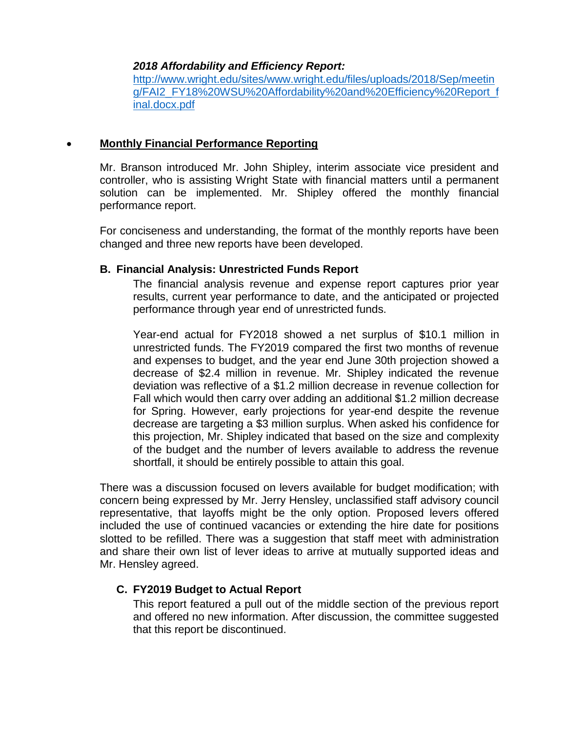***2018 Affordability and Efficiency Report:***
http://www.wright.edu/sites/www.wright.edu/files/uploads/2018/Sep/meeting/FAI2_FY18%20WSU%20Affordability%20and%20Efficiency%20Report_final.docx.pdf

- **Monthly Financial Performance Reporting**

Mr. Branson introduced Mr. John Shipley, interim associate vice president and controller, who is assisting Wright State with financial matters until a permanent solution can be implemented. Mr. Shipley offered the monthly financial performance report.

For conciseness and understanding, the format of the monthly reports have been changed and three new reports have been developed.

**B. Financial Analysis: Unrestricted Funds Report**

The financial analysis revenue and expense report captures prior year results, current year performance to date, and the anticipated or projected performance through year end of unrestricted funds.

Year-end actual for FY2018 showed a net surplus of $10.1 million in unrestricted funds. The FY2019 compared the first two months of revenue and expenses to budget, and the year end June 30th projection showed a decrease of $2.4 million in revenue. Mr. Shipley indicated the revenue deviation was reflective of a $1.2 million decrease in revenue collection for Fall which would then carry over adding an additional $1.2 million decrease for Spring. However, early projections for year-end despite the revenue decrease are targeting a $3 million surplus. When asked his confidence for this projection, Mr. Shipley indicated that based on the size and complexity of the budget and the number of levers available to address the revenue shortfall, it should be entirely possible to attain this goal.

There was a discussion focused on levers available for budget modification; with concern being expressed by Mr. Jerry Hensley, unclassified staff advisory council representative, that layoffs might be the only option. Proposed levers offered included the use of continued vacancies or extending the hire date for positions slotted to be refilled. There was a suggestion that staff meet with administration and share their own list of lever ideas to arrive at mutually supported ideas and Mr. Hensley agreed.

**C. FY2019 Budget to Actual Report**

This report featured a pull out of the middle section of the previous report and offered no new information. After discussion, the committee suggested that this report be discontinued.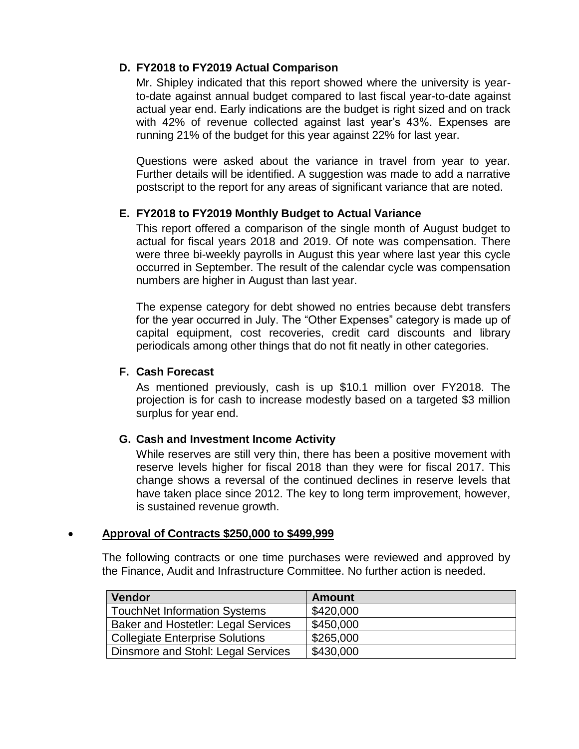### D. FY2018 to FY2019 Actual Comparison

Mr. Shipley indicated that this report showed where the university is year-to-date against annual budget compared to last fiscal year-to-date against actual year end. Early indications are the budget is right sized and on track with 42% of revenue collected against last year's 43%. Expenses are running 21% of the budget for this year against 22% for last year.

Questions were asked about the variance in travel from year to year. Further details will be identified. A suggestion was made to add a narrative postscript to the report for any areas of significant variance that are noted.

### E. FY2018 to FY2019 Monthly Budget to Actual Variance

This report offered a comparison of the single month of August budget to actual for fiscal years 2018 and 2019. Of note was compensation. There were three bi-weekly payrolls in August this year where last year this cycle occurred in September. The result of the calendar cycle was compensation numbers are higher in August than last year.

The expense category for debt showed no entries because debt transfers for the year occurred in July. The "Other Expenses" category is made up of capital equipment, cost recoveries, credit card discounts and library periodicals among other things that do not fit neatly in other categories.

### F. Cash Forecast

As mentioned previously, cash is up $10.1 million over FY2018. The projection is for cash to increase modestly based on a targeted $3 million surplus for year end.

### G. Cash and Investment Income Activity

While reserves are still very thin, there has been a positive movement with reserve levels higher for fiscal 2018 than they were for fiscal 2017. This change shows a reversal of the continued declines in reserve levels that have taken place since 2012. The key to long term improvement, however, is sustained revenue growth.

- **Approval of Contracts $250,000 to $499,999**

The following contracts or one time purchases were reviewed and approved by the Finance, Audit and Infrastructure Committee. No further action is needed.

| Vendor | Amount |
|---|---|
| TouchNet Information Systems | $420,000 |
| Baker and Hostetler: Legal Services | $450,000 |
| Collegiate Enterprise Solutions | $265,000 |
| Dinsmore and Stohl: Legal Services | $430,000 |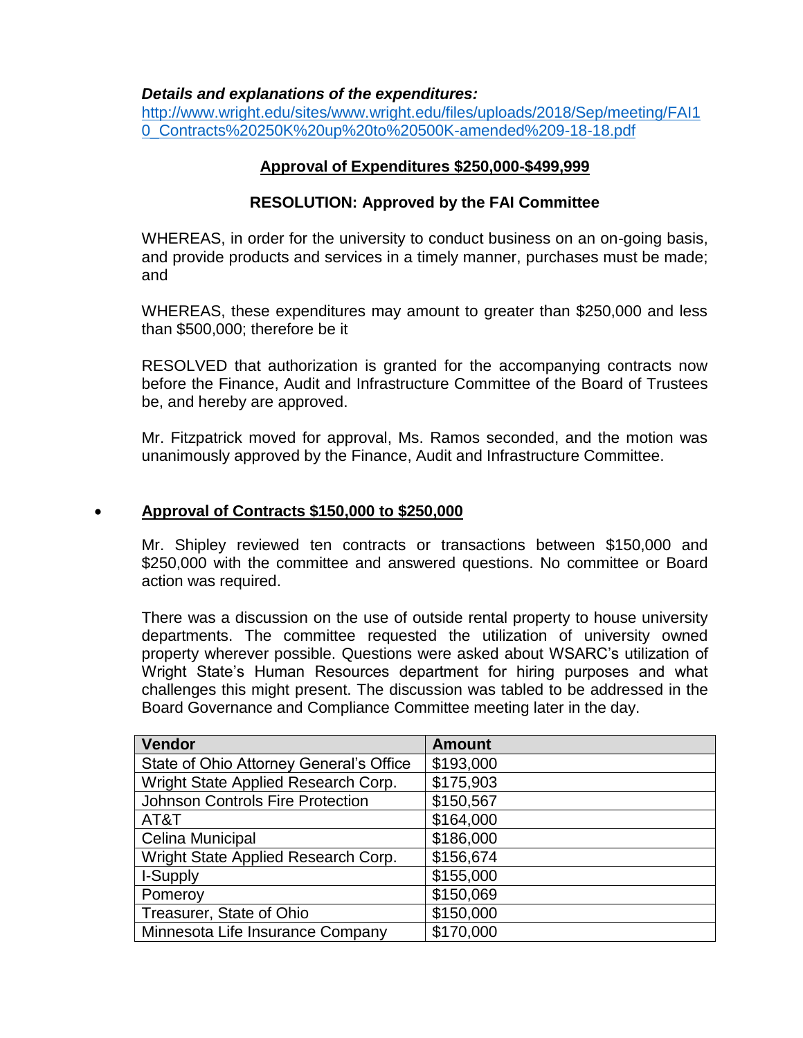***Details and explanations of the expenditures:***
http://www.wright.edu/sites/www.wright.edu/files/uploads/2018/Sep/meeting/FAI10_Contracts%20250K%20up%20to%20500K-amended%209-18-18.pdf

**Approval of Expenditures $250,000-$499,999**

**RESOLUTION: Approved by the FAI Committee**

WHEREAS, in order for the university to conduct business on an on-going basis, and provide products and services in a timely manner, purchases must be made; and

WHEREAS, these expenditures may amount to greater than $250,000 and less than $500,000; therefore be it

RESOLVED that authorization is granted for the accompanying contracts now before the Finance, Audit and Infrastructure Committee of the Board of Trustees be, and hereby are approved.

Mr. Fitzpatrick moved for approval, Ms. Ramos seconded, and the motion was unanimously approved by the Finance, Audit and Infrastructure Committee.

- **Approval of Contracts $150,000 to $250,000**

  Mr. Shipley reviewed ten contracts or transactions between $150,000 and $250,000 with the committee and answered questions. No committee or Board action was required.

  There was a discussion on the use of outside rental property to house university departments. The committee requested the utilization of university owned property wherever possible. Questions were asked about WSARC's utilization of Wright State's Human Resources department for hiring purposes and what challenges this might present. The discussion was tabled to be addressed in the Board Governance and Compliance Committee meeting later in the day.

| Vendor | Amount |
|---|---|
| State of Ohio Attorney General's Office | $193,000 |
| Wright State Applied Research Corp. | $175,903 |
| Johnson Controls Fire Protection | $150,567 |
| AT&T | $164,000 |
| Celina Municipal | $186,000 |
| Wright State Applied Research Corp. | $156,674 |
| I-Supply | $155,000 |
| Pomeroy | $150,069 |
| Treasurer, State of Ohio | $150,000 |
| Minnesota Life Insurance Company | $170,000 |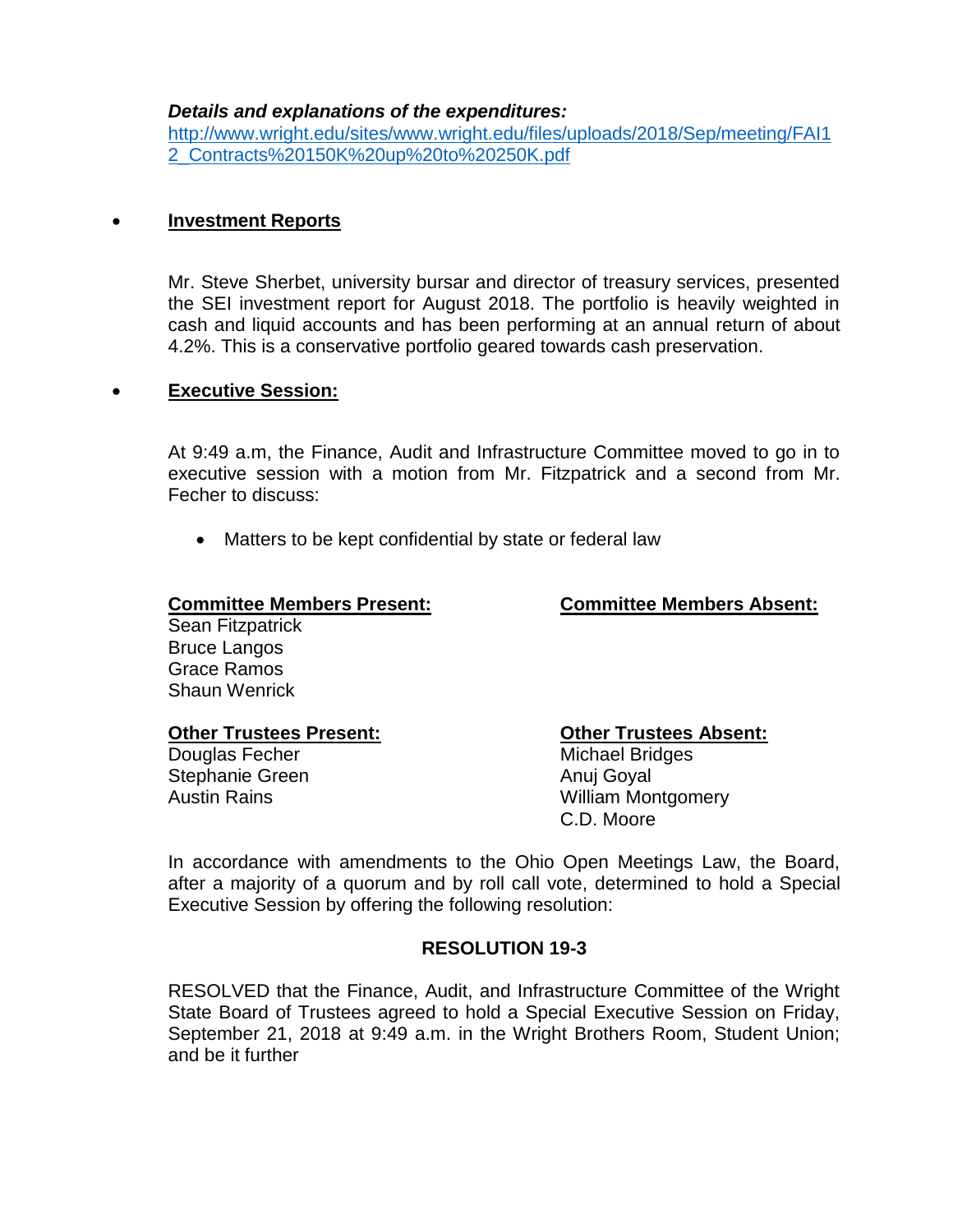***Details and explanations of the expenditures:***
[http://www.wright.edu/sites/www.wright.edu/files/uploads/2018/Sep/meeting/FAI12_Contracts%20150K%20up%20to%20250K.pdf](http://www.wright.edu/sites/www.wright.edu/files/uploads/2018/Sep/meeting/FAI12_Contracts%20150K%20up%20to%20250K.pdf)

- **Investment Reports**

  Mr. Steve Sherbet, university bursar and director of treasury services, presented the SEI investment report for August 2018. The portfolio is heavily weighted in cash and liquid accounts and has been performing at an annual return of about 4.2%. This is a conservative portfolio geared towards cash preservation.

- **Executive Session:**

  At 9:49 a.m, the Finance, Audit and Infrastructure Committee moved to go in to executive session with a motion from Mr. Fitzpatrick and a second from Mr. Fecher to discuss:

  - Matters to be kept confidential by state or federal law

| **Committee Members Present:** | **Committee Members Absent:** |
|---|---|
| Sean Fitzpatrick | |
| Bruce Langos | |
| Grace Ramos | |
| Shaun Wenrick | |

| **Other Trustees Present:** | **Other Trustees Absent:** |
|---|---|
| Douglas Fecher | Michael Bridges |
| Stephanie Green | Anuj Goyal |
| Austin Rains | William Montgomery |
| | C.D. Moore |

In accordance with amendments to the Ohio Open Meetings Law, the Board, after a majority of a quorum and by roll call vote, determined to hold a Special Executive Session by offering the following resolution:

**RESOLUTION 19-3**

RESOLVED that the Finance, Audit, and Infrastructure Committee of the Wright State Board of Trustees agreed to hold a Special Executive Session on Friday, September 21, 2018 at 9:49 a.m. in the Wright Brothers Room, Student Union; and be it further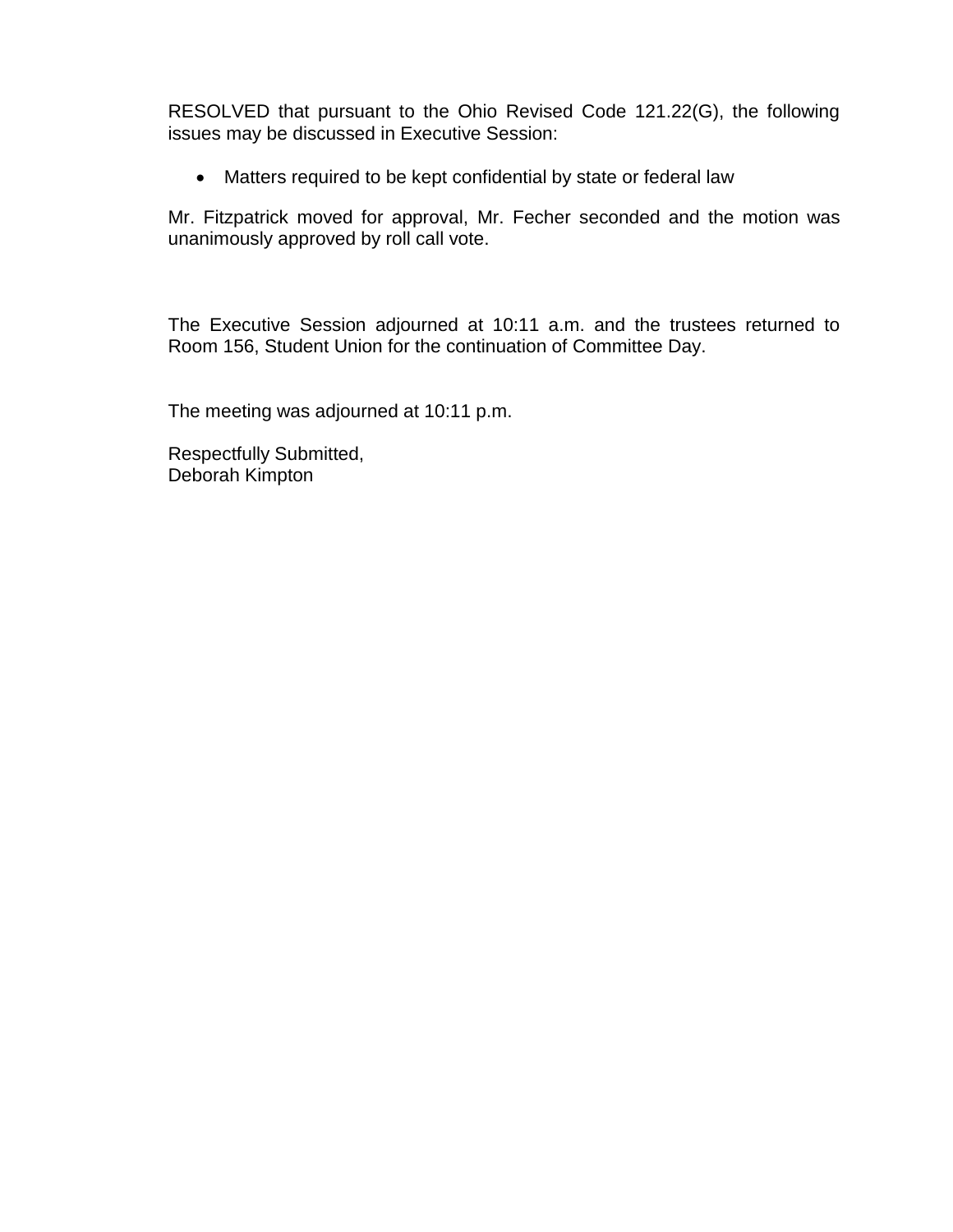RESOLVED that pursuant to the Ohio Revised Code 121.22(G), the following issues may be discussed in Executive Session:

- Matters required to be kept confidential by state or federal law

Mr. Fitzpatrick moved for approval, Mr. Fecher seconded and the motion was unanimously approved by roll call vote.

The Executive Session adjourned at 10:11 a.m. and the trustees returned to Room 156, Student Union for the continuation of Committee Day.

The meeting was adjourned at 10:11 p.m.

Respectfully Submitted,
Deborah Kimpton